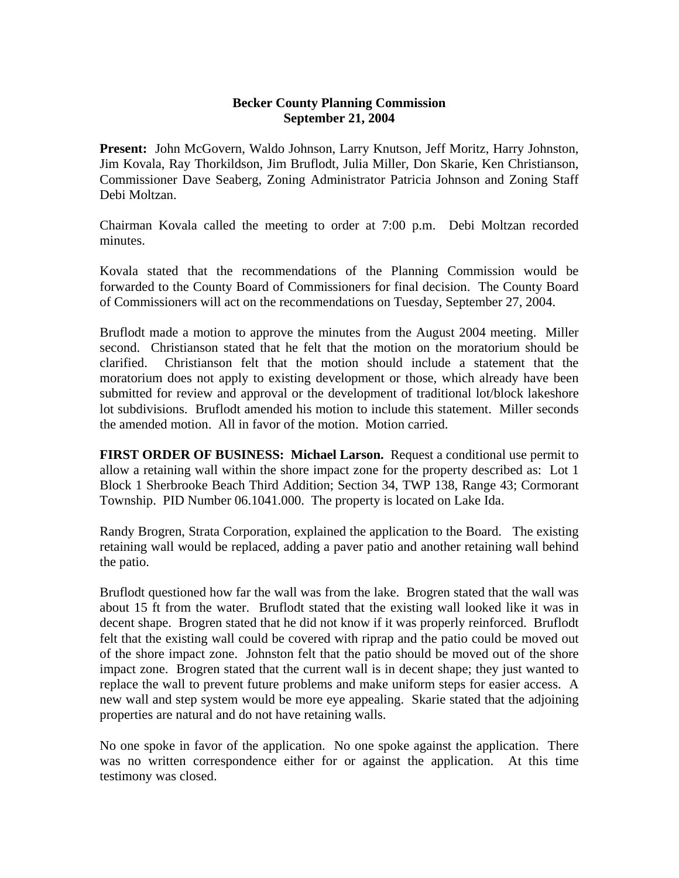**Becker County Planning Commission**
**September 21, 2004**

**Present:** John McGovern, Waldo Johnson, Larry Knutson, Jeff Moritz, Harry Johnston, Jim Kovala, Ray Thorkildson, Jim Bruflodt, Julia Miller, Don Skarie, Ken Christianson, Commissioner Dave Seaberg, Zoning Administrator Patricia Johnson and Zoning Staff Debi Moltzan.

Chairman Kovala called the meeting to order at 7:00 p.m. Debi Moltzan recorded minutes.

Kovala stated that the recommendations of the Planning Commission would be forwarded to the County Board of Commissioners for final decision. The County Board of Commissioners will act on the recommendations on Tuesday, September 27, 2004.

Bruflodt made a motion to approve the minutes from the August 2004 meeting. Miller second. Christianson stated that he felt that the motion on the moratorium should be clarified. Christianson felt that the motion should include a statement that the moratorium does not apply to existing development or those, which already have been submitted for review and approval or the development of traditional lot/block lakeshore lot subdivisions. Bruflodt amended his motion to include this statement. Miller seconds the amended motion. All in favor of the motion. Motion carried.

**FIRST ORDER OF BUSINESS: Michael Larson.** Request a conditional use permit to allow a retaining wall within the shore impact zone for the property described as: Lot 1 Block 1 Sherbrooke Beach Third Addition; Section 34, TWP 138, Range 43; Cormorant Township. PID Number 06.1041.000. The property is located on Lake Ida.

Randy Brogren, Strata Corporation, explained the application to the Board. The existing retaining wall would be replaced, adding a paver patio and another retaining wall behind the patio.

Bruflodt questioned how far the wall was from the lake. Brogren stated that the wall was about 15 ft from the water. Bruflodt stated that the existing wall looked like it was in decent shape. Brogren stated that he did not know if it was properly reinforced. Bruflodt felt that the existing wall could be covered with riprap and the patio could be moved out of the shore impact zone. Johnston felt that the patio should be moved out of the shore impact zone. Brogren stated that the current wall is in decent shape; they just wanted to replace the wall to prevent future problems and make uniform steps for easier access. A new wall and step system would be more eye appealing. Skarie stated that the adjoining properties are natural and do not have retaining walls.

No one spoke in favor of the application. No one spoke against the application. There was no written correspondence either for or against the application. At this time testimony was closed.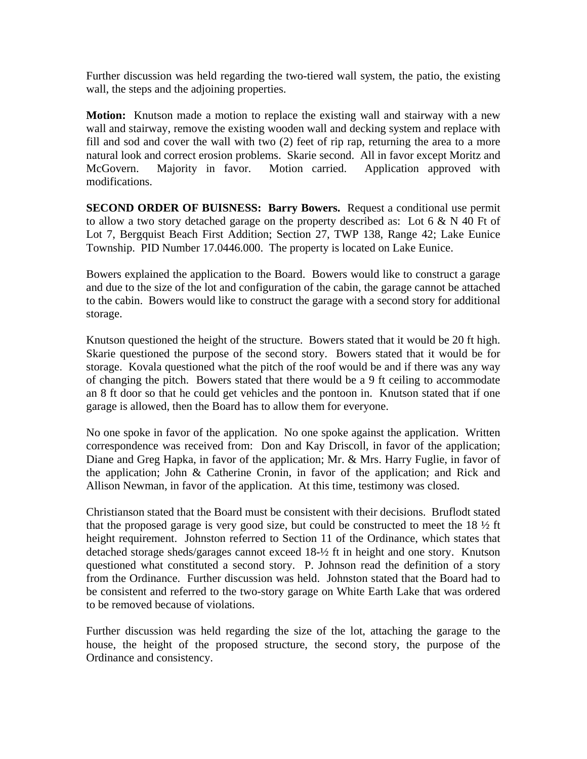Further discussion was held regarding the two-tiered wall system, the patio, the existing wall, the steps and the adjoining properties.

**Motion:** Knutson made a motion to replace the existing wall and stairway with a new wall and stairway, remove the existing wooden wall and decking system and replace with fill and sod and cover the wall with two (2) feet of rip rap, returning the area to a more natural look and correct erosion problems. Skarie second. All in favor except Moritz and McGovern. Majority in favor. Motion carried. Application approved with modifications.

**SECOND ORDER OF BUISNESS: Barry Bowers.** Request a conditional use permit to allow a two story detached garage on the property described as: Lot 6 & N 40 Ft of Lot 7, Bergquist Beach First Addition; Section 27, TWP 138, Range 42; Lake Eunice Township. PID Number 17.0446.000. The property is located on Lake Eunice.

Bowers explained the application to the Board. Bowers would like to construct a garage and due to the size of the lot and configuration of the cabin, the garage cannot be attached to the cabin. Bowers would like to construct the garage with a second story for additional storage.

Knutson questioned the height of the structure. Bowers stated that it would be 20 ft high. Skarie questioned the purpose of the second story. Bowers stated that it would be for storage. Kovala questioned what the pitch of the roof would be and if there was any way of changing the pitch. Bowers stated that there would be a 9 ft ceiling to accommodate an 8 ft door so that he could get vehicles and the pontoon in. Knutson stated that if one garage is allowed, then the Board has to allow them for everyone.

No one spoke in favor of the application. No one spoke against the application. Written correspondence was received from: Don and Kay Driscoll, in favor of the application; Diane and Greg Hapka, in favor of the application; Mr. & Mrs. Harry Fuglie, in favor of the application; John & Catherine Cronin, in favor of the application; and Rick and Allison Newman, in favor of the application. At this time, testimony was closed.

Christianson stated that the Board must be consistent with their decisions. Bruflodt stated that the proposed garage is very good size, but could be constructed to meet the 18 ½ ft height requirement. Johnston referred to Section 11 of the Ordinance, which states that detached storage sheds/garages cannot exceed 18-½ ft in height and one story. Knutson questioned what constituted a second story. P. Johnson read the definition of a story from the Ordinance. Further discussion was held. Johnston stated that the Board had to be consistent and referred to the two-story garage on White Earth Lake that was ordered to be removed because of violations.

Further discussion was held regarding the size of the lot, attaching the garage to the house, the height of the proposed structure, the second story, the purpose of the Ordinance and consistency.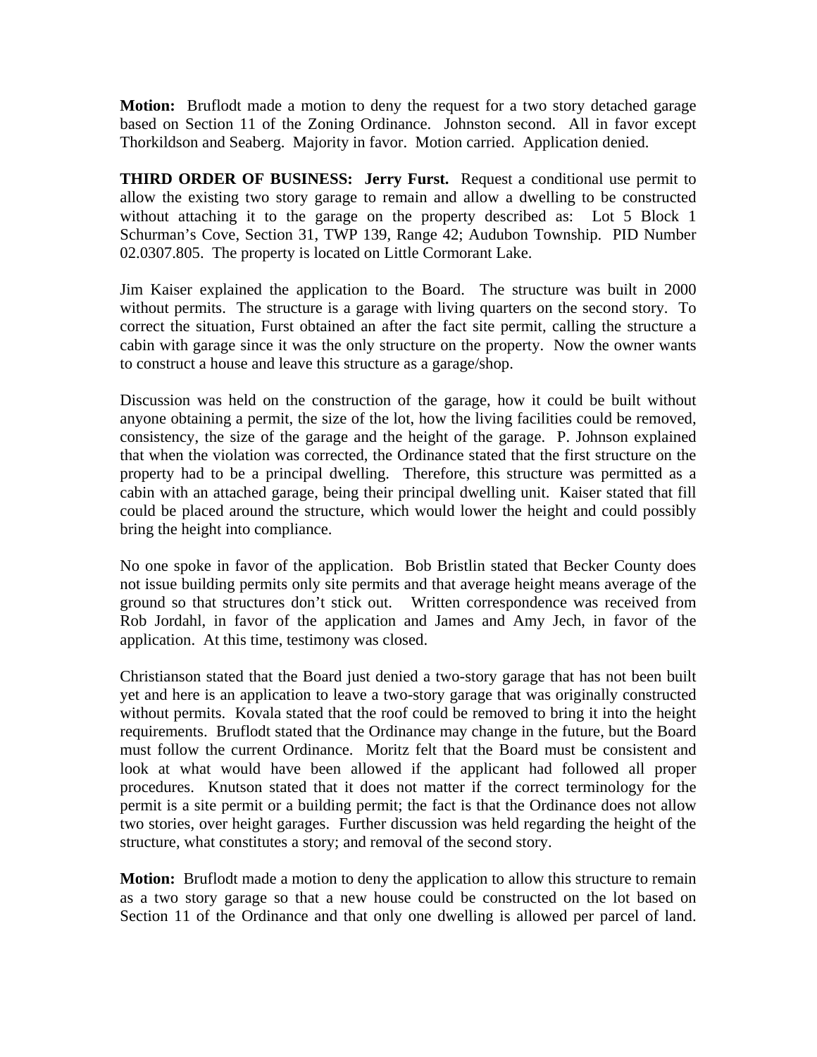**Motion:** Bruflodt made a motion to deny the request for a two story detached garage based on Section 11 of the Zoning Ordinance. Johnston second. All in favor except Thorkildson and Seaberg. Majority in favor. Motion carried. Application denied.

**THIRD ORDER OF BUSINESS: Jerry Furst.** Request a conditional use permit to allow the existing two story garage to remain and allow a dwelling to be constructed without attaching it to the garage on the property described as: Lot 5 Block 1 Schurman's Cove, Section 31, TWP 139, Range 42; Audubon Township. PID Number 02.0307.805. The property is located on Little Cormorant Lake.

Jim Kaiser explained the application to the Board. The structure was built in 2000 without permits. The structure is a garage with living quarters on the second story. To correct the situation, Furst obtained an after the fact site permit, calling the structure a cabin with garage since it was the only structure on the property. Now the owner wants to construct a house and leave this structure as a garage/shop.

Discussion was held on the construction of the garage, how it could be built without anyone obtaining a permit, the size of the lot, how the living facilities could be removed, consistency, the size of the garage and the height of the garage. P. Johnson explained that when the violation was corrected, the Ordinance stated that the first structure on the property had to be a principal dwelling. Therefore, this structure was permitted as a cabin with an attached garage, being their principal dwelling unit. Kaiser stated that fill could be placed around the structure, which would lower the height and could possibly bring the height into compliance.

No one spoke in favor of the application. Bob Bristlin stated that Becker County does not issue building permits only site permits and that average height means average of the ground so that structures don't stick out. Written correspondence was received from Rob Jordahl, in favor of the application and James and Amy Jech, in favor of the application. At this time, testimony was closed.

Christianson stated that the Board just denied a two-story garage that has not been built yet and here is an application to leave a two-story garage that was originally constructed without permits. Kovala stated that the roof could be removed to bring it into the height requirements. Bruflodt stated that the Ordinance may change in the future, but the Board must follow the current Ordinance. Moritz felt that the Board must be consistent and look at what would have been allowed if the applicant had followed all proper procedures. Knutson stated that it does not matter if the correct terminology for the permit is a site permit or a building permit; the fact is that the Ordinance does not allow two stories, over height garages. Further discussion was held regarding the height of the structure, what constitutes a story; and removal of the second story.

**Motion:** Bruflodt made a motion to deny the application to allow this structure to remain as a two story garage so that a new house could be constructed on the lot based on Section 11 of the Ordinance and that only one dwelling is allowed per parcel of land.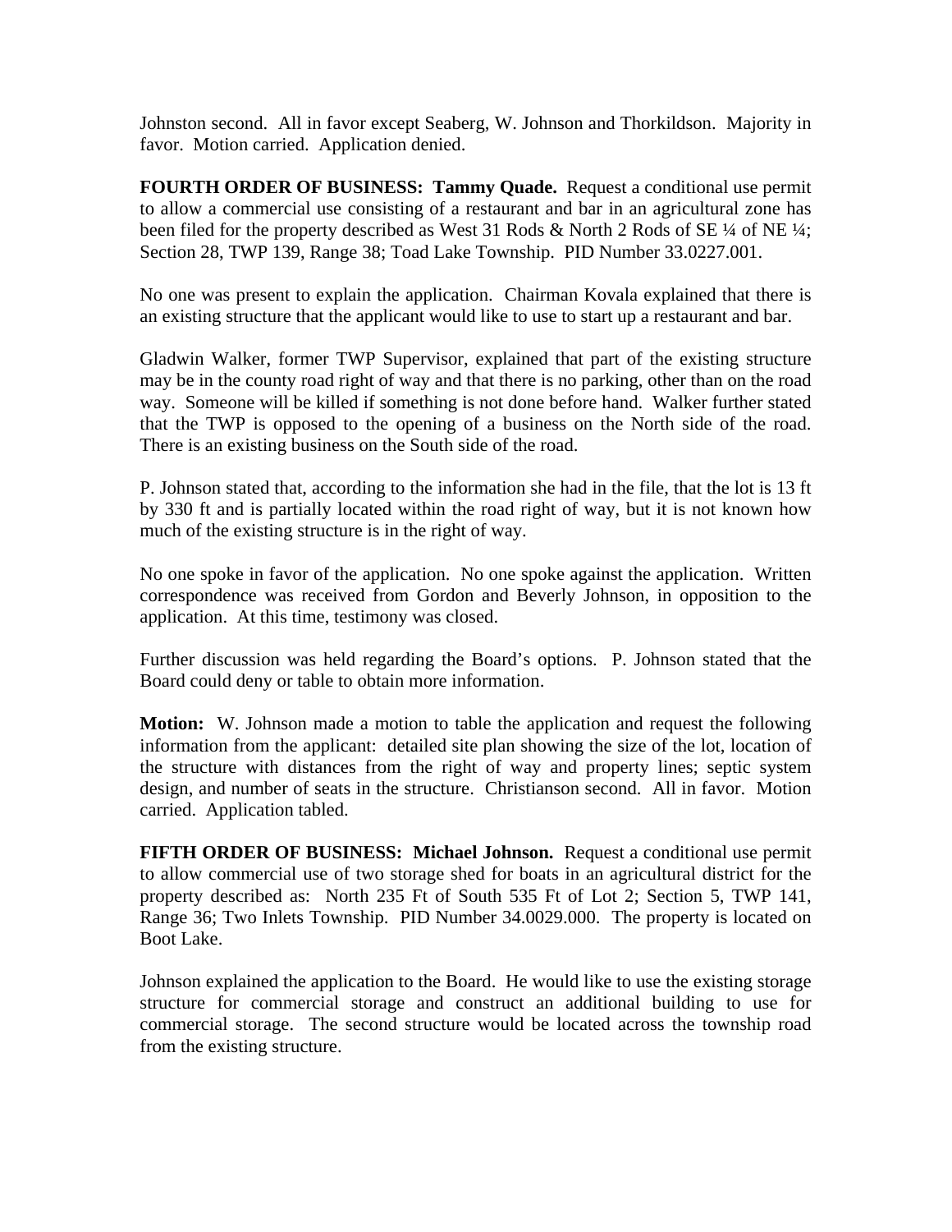Johnston second. All in favor except Seaberg, W. Johnson and Thorkildson. Majority in favor. Motion carried. Application denied.

**FOURTH ORDER OF BUSINESS: Tammy Quade.** Request a conditional use permit to allow a commercial use consisting of a restaurant and bar in an agricultural zone has been filed for the property described as West 31 Rods & North 2 Rods of SE ¼ of NE ¼; Section 28, TWP 139, Range 38; Toad Lake Township. PID Number 33.0227.001.

No one was present to explain the application. Chairman Kovala explained that there is an existing structure that the applicant would like to use to start up a restaurant and bar.

Gladwin Walker, former TWP Supervisor, explained that part of the existing structure may be in the county road right of way and that there is no parking, other than on the road way. Someone will be killed if something is not done before hand. Walker further stated that the TWP is opposed to the opening of a business on the North side of the road. There is an existing business on the South side of the road.

P. Johnson stated that, according to the information she had in the file, that the lot is 13 ft by 330 ft and is partially located within the road right of way, but it is not known how much of the existing structure is in the right of way.

No one spoke in favor of the application. No one spoke against the application. Written correspondence was received from Gordon and Beverly Johnson, in opposition to the application. At this time, testimony was closed.

Further discussion was held regarding the Board's options. P. Johnson stated that the Board could deny or table to obtain more information.

**Motion:** W. Johnson made a motion to table the application and request the following information from the applicant: detailed site plan showing the size of the lot, location of the structure with distances from the right of way and property lines; septic system design, and number of seats in the structure. Christianson second. All in favor. Motion carried. Application tabled.

**FIFTH ORDER OF BUSINESS: Michael Johnson.** Request a conditional use permit to allow commercial use of two storage shed for boats in an agricultural district for the property described as: North 235 Ft of South 535 Ft of Lot 2; Section 5, TWP 141, Range 36; Two Inlets Township. PID Number 34.0029.000. The property is located on Boot Lake.

Johnson explained the application to the Board. He would like to use the existing storage structure for commercial storage and construct an additional building to use for commercial storage. The second structure would be located across the township road from the existing structure.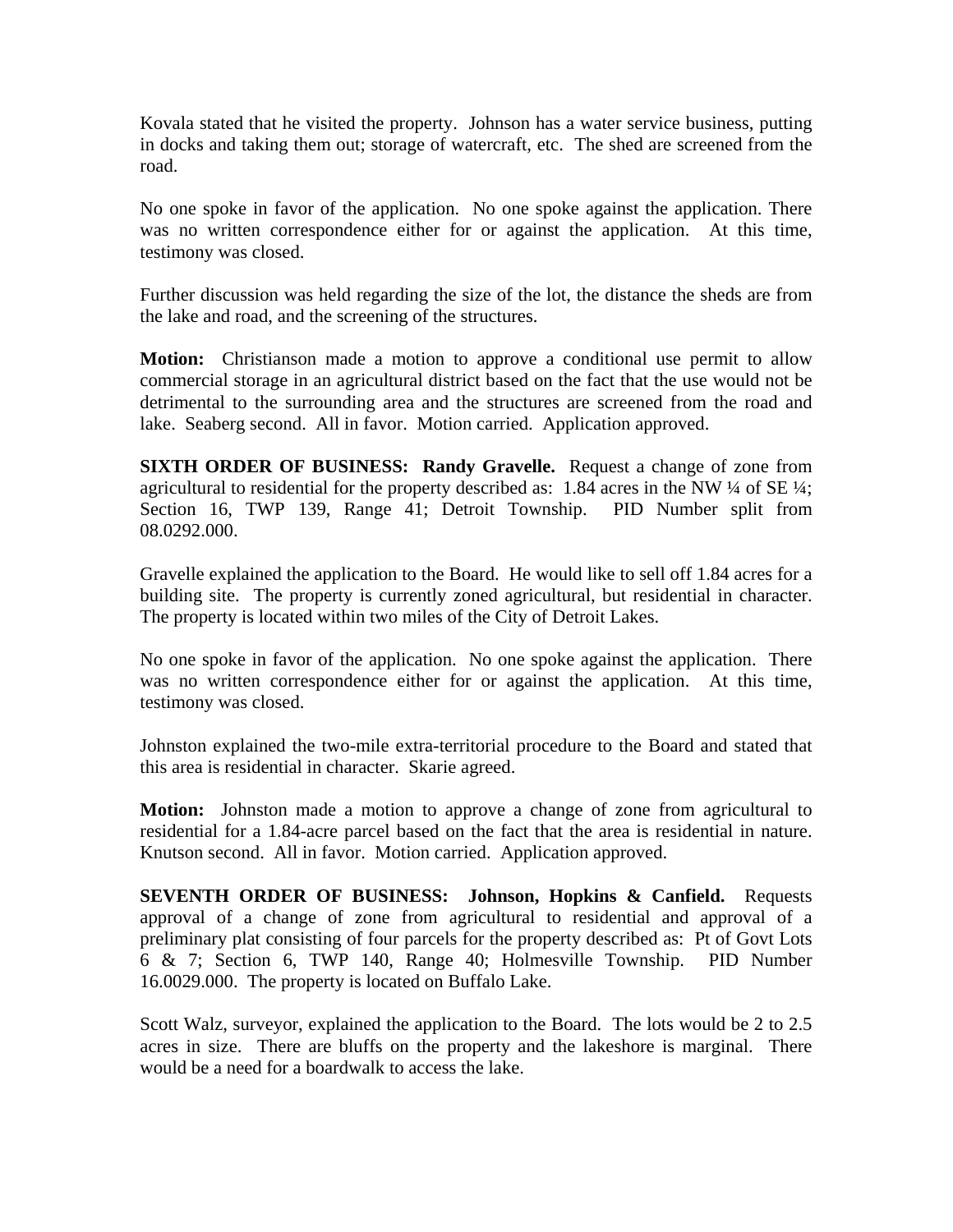Kovala stated that he visited the property. Johnson has a water service business, putting in docks and taking them out; storage of watercraft, etc. The shed are screened from the road.

No one spoke in favor of the application. No one spoke against the application. There was no written correspondence either for or against the application. At this time, testimony was closed.

Further discussion was held regarding the size of the lot, the distance the sheds are from the lake and road, and the screening of the structures.

**Motion:** Christianson made a motion to approve a conditional use permit to allow commercial storage in an agricultural district based on the fact that the use would not be detrimental to the surrounding area and the structures are screened from the road and lake. Seaberg second. All in favor. Motion carried. Application approved.

**SIXTH ORDER OF BUSINESS: Randy Gravelle.** Request a change of zone from agricultural to residential for the property described as: 1.84 acres in the NW ¼ of SE ¼; Section 16, TWP 139, Range 41; Detroit Township. PID Number split from 08.0292.000.

Gravelle explained the application to the Board. He would like to sell off 1.84 acres for a building site. The property is currently zoned agricultural, but residential in character. The property is located within two miles of the City of Detroit Lakes.

No one spoke in favor of the application. No one spoke against the application. There was no written correspondence either for or against the application. At this time, testimony was closed.

Johnston explained the two-mile extra-territorial procedure to the Board and stated that this area is residential in character. Skarie agreed.

**Motion:** Johnston made a motion to approve a change of zone from agricultural to residential for a 1.84-acre parcel based on the fact that the area is residential in nature. Knutson second. All in favor. Motion carried. Application approved.

**SEVENTH ORDER OF BUSINESS: Johnson, Hopkins & Canfield.** Requests approval of a change of zone from agricultural to residential and approval of a preliminary plat consisting of four parcels for the property described as: Pt of Govt Lots 6 & 7; Section 6, TWP 140, Range 40; Holmesville Township. PID Number 16.0029.000. The property is located on Buffalo Lake.

Scott Walz, surveyor, explained the application to the Board. The lots would be 2 to 2.5 acres in size. There are bluffs on the property and the lakeshore is marginal. There would be a need for a boardwalk to access the lake.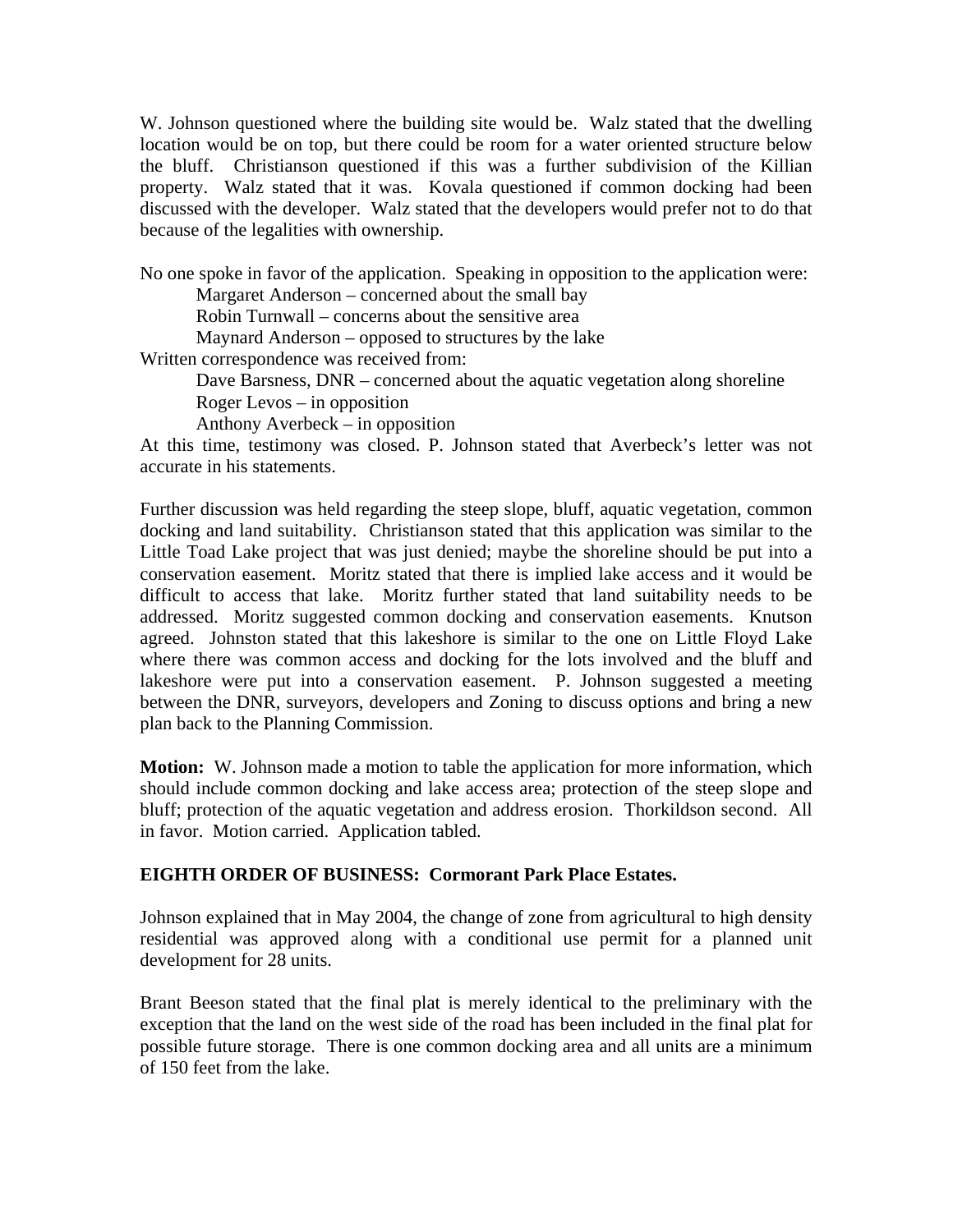W. Johnson questioned where the building site would be. Walz stated that the dwelling location would be on top, but there could be room for a water oriented structure below the bluff. Christianson questioned if this was a further subdivision of the Killian property. Walz stated that it was. Kovala questioned if common docking had been discussed with the developer. Walz stated that the developers would prefer not to do that because of the legalities with ownership.

No one spoke in favor of the application. Speaking in opposition to the application were:

Margaret Anderson – concerned about the small bay
Robin Turnwall – concerns about the sensitive area
Maynard Anderson – opposed to structures by the lake

Written correspondence was received from:

Dave Barsness, DNR – concerned about the aquatic vegetation along shoreline
Roger Levos – in opposition
Anthony Averbeck – in opposition

At this time, testimony was closed. P. Johnson stated that Averbeck's letter was not accurate in his statements.

Further discussion was held regarding the steep slope, bluff, aquatic vegetation, common docking and land suitability. Christianson stated that this application was similar to the Little Toad Lake project that was just denied; maybe the shoreline should be put into a conservation easement. Moritz stated that there is implied lake access and it would be difficult to access that lake. Moritz further stated that land suitability needs to be addressed. Moritz suggested common docking and conservation easements. Knutson agreed. Johnston stated that this lakeshore is similar to the one on Little Floyd Lake where there was common access and docking for the lots involved and the bluff and lakeshore were put into a conservation easement. P. Johnson suggested a meeting between the DNR, surveyors, developers and Zoning to discuss options and bring a new plan back to the Planning Commission.

**Motion:** W. Johnson made a motion to table the application for more information, which should include common docking and lake access area; protection of the steep slope and bluff; protection of the aquatic vegetation and address erosion. Thorkildson second. All in favor. Motion carried. Application tabled.

**EIGHTH ORDER OF BUSINESS: Cormorant Park Place Estates.**

Johnson explained that in May 2004, the change of zone from agricultural to high density residential was approved along with a conditional use permit for a planned unit development for 28 units.

Brant Beeson stated that the final plat is merely identical to the preliminary with the exception that the land on the west side of the road has been included in the final plat for possible future storage. There is one common docking area and all units are a minimum of 150 feet from the lake.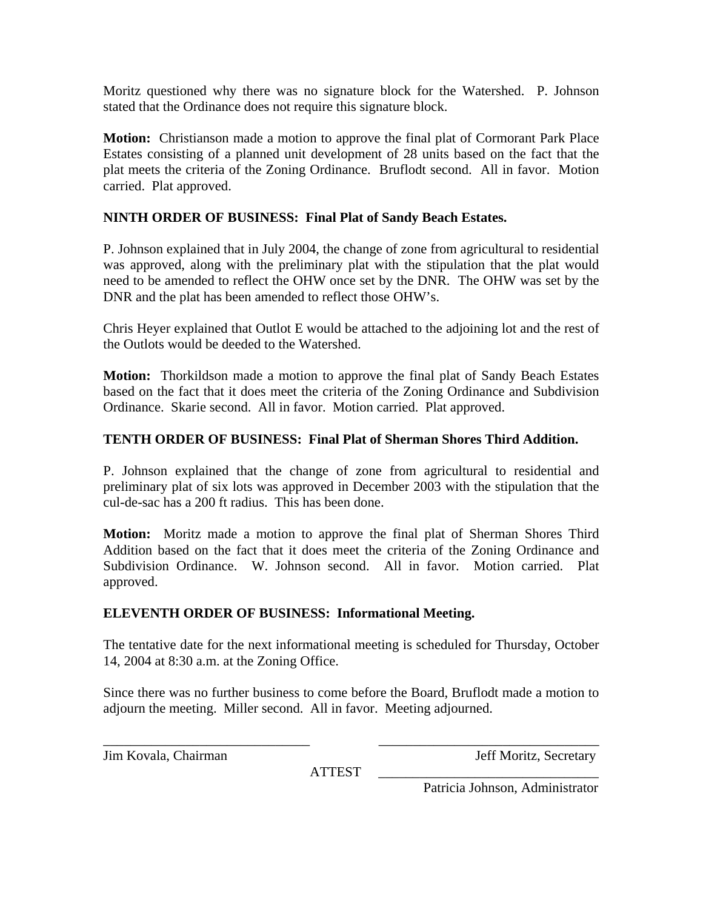Moritz questioned why there was no signature block for the Watershed. P. Johnson stated that the Ordinance does not require this signature block.

**Motion:** Christianson made a motion to approve the final plat of Cormorant Park Place Estates consisting of a planned unit development of 28 units based on the fact that the plat meets the criteria of the Zoning Ordinance. Bruflodt second. All in favor. Motion carried. Plat approved.

**NINTH ORDER OF BUSINESS: Final Plat of Sandy Beach Estates.**

P. Johnson explained that in July 2004, the change of zone from agricultural to residential was approved, along with the preliminary plat with the stipulation that the plat would need to be amended to reflect the OHW once set by the DNR. The OHW was set by the DNR and the plat has been amended to reflect those OHW's.

Chris Heyer explained that Outlot E would be attached to the adjoining lot and the rest of the Outlots would be deeded to the Watershed.

**Motion:** Thorkildson made a motion to approve the final plat of Sandy Beach Estates based on the fact that it does meet the criteria of the Zoning Ordinance and Subdivision Ordinance. Skarie second. All in favor. Motion carried. Plat approved.

**TENTH ORDER OF BUSINESS: Final Plat of Sherman Shores Third Addition.**

P. Johnson explained that the change of zone from agricultural to residential and preliminary plat of six lots was approved in December 2003 with the stipulation that the cul-de-sac has a 200 ft radius. This has been done.

**Motion:** Moritz made a motion to approve the final plat of Sherman Shores Third Addition based on the fact that it does meet the criteria of the Zoning Ordinance and Subdivision Ordinance. W. Johnson second. All in favor. Motion carried. Plat approved.

**ELEVENTH ORDER OF BUSINESS: Informational Meeting.**

The tentative date for the next informational meeting is scheduled for Thursday, October 14, 2004 at 8:30 a.m. at the Zoning Office.

Since there was no further business to come before the Board, Bruflodt made a motion to adjourn the meeting. Miller second. All in favor. Meeting adjourned.

_______________________________ _________________________________

Jim Kovala, Chairman Jeff Moritz, Secretary

ATTEST _________________________________

Patricia Johnson, Administrator